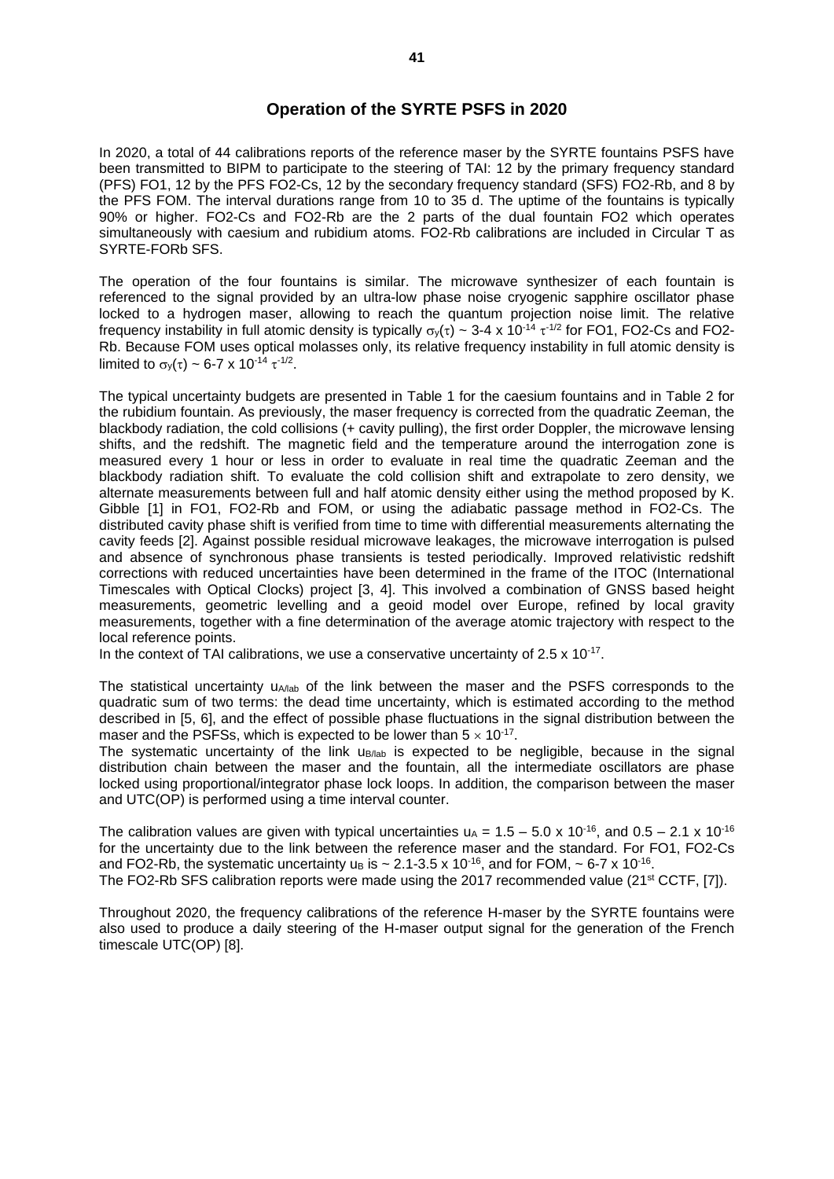# Operation of the SYRTE PSFS in 2020

In 2020, a total of 44 calibrations reports of the reference maser by the SYRTE fountains PSFS have been transmitted to BIPM to participate to the steering of TAI: 12 by the primary frequency standard (PFS) FO1, 12 by the PFS FO2-Cs, 12 by the secondary frequency standard (SFS) FO2-Rb, and 8 by the PFS FOM. The interval durations range from 10 to 35 d. The uptime of the fountains is typically 90% or higher. FO2-Cs and FO2-Rb are the 2 parts of the dual fountain FO2 which operates simultaneously with caesium and rubidium atoms. FO2-Rb calibrations are included in Circular T as SYRTE-FORb SFS.

The operation of the four fountains is similar. The microwave synthesizer of each fountain is referenced to the signal provided by an ultra-low phase noise cryogenic sapphire oscillator phase locked to a hydrogen maser, allowing to reach the quantum projection noise limit. The relative frequency instability in full atomic density is typically $\sigma_y(\tau) \sim 3\text{-}4 \times 10^{-14}\,\tau^{-1/2}$ for FO1, FO2-Cs and FO2-Rb. Because FOM uses optical molasses only, its relative frequency instability in full atomic density is limited to $\sigma_y(\tau) \sim 6\text{-}7 \times 10^{-14}\,\tau^{-1/2}$.

The typical uncertainty budgets are presented in Table 1 for the caesium fountains and in Table 2 for the rubidium fountain. As previously, the maser frequency is corrected from the quadratic Zeeman, the blackbody radiation, the cold collisions (+ cavity pulling), the first order Doppler, the microwave lensing shifts, and the redshift. The magnetic field and the temperature around the interrogation zone is measured every 1 hour or less in order to evaluate in real time the quadratic Zeeman and the blackbody radiation shift. To evaluate the cold collision shift and extrapolate to zero density, we alternate measurements between full and half atomic density either using the method proposed by K. Gibble [1] in FO1, FO2-Rb and FOM, or using the adiabatic passage method in FO2-Cs. The distributed cavity phase shift is verified from time to time with differential measurements alternating the cavity feeds [2]. Against possible residual microwave leakages, the microwave interrogation is pulsed and absence of synchronous phase transients is tested periodically. Improved relativistic redshift corrections with reduced uncertainties have been determined in the frame of the ITOC (International Timescales with Optical Clocks) project [3, 4]. This involved a combination of GNSS based height measurements, geometric levelling and a geoid model over Europe, refined by local gravity measurements, together with a fine determination of the average atomic trajectory with respect to the local reference points.
In the context of TAI calibrations, we use a conservative uncertainty of $2.5 \times 10^{-17}$.

The statistical uncertainty $u_{A/lab}$ of the link between the maser and the PSFS corresponds to the quadratic sum of two terms: the dead time uncertainty, which is estimated according to the method described in [5, 6], and the effect of possible phase fluctuations in the signal distribution between the maser and the PSFSs, which is expected to be lower than $5 \times 10^{-17}$.
The systematic uncertainty of the link $u_{B/lab}$ is expected to be negligible, because in the signal distribution chain between the maser and the fountain, all the intermediate oscillators are phase locked using proportional/integrator phase lock loops. In addition, the comparison between the maser and UTC(OP) is performed using a time interval counter.

The calibration values are given with typical uncertainties $u_A = 1.5 - 5.0 \times 10^{-16}$, and $0.5 - 2.1 \times 10^{-16}$ for the uncertainty due to the link between the reference maser and the standard. For FO1, FO2-Cs and FO2-Rb, the systematic uncertainty $u_B$ is $\sim 2.1\text{-}3.5 \times 10^{-16}$, and for FOM, $\sim 6\text{-}7 \times 10^{-16}$.
The FO2-Rb SFS calibration reports were made using the 2017 recommended value (21st CCTF, [7]).

Throughout 2020, the frequency calibrations of the reference H-maser by the SYRTE fountains were also used to produce a daily steering of the H-maser output signal for the generation of the French timescale UTC(OP) [8].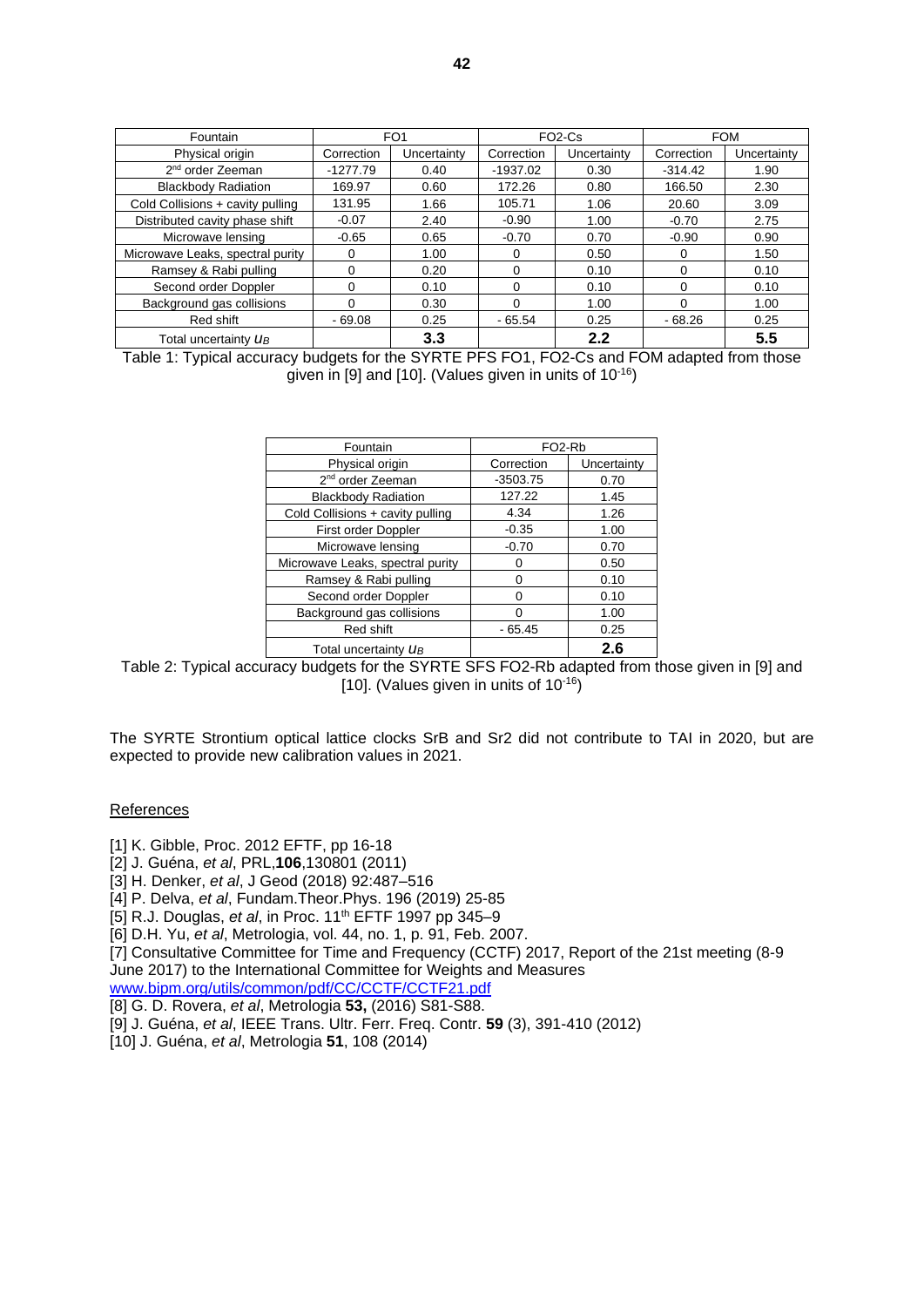| Fountain | FO1 | | FO2-Cs | | FOM | |
|---|---|---|---|---|---|---|
| Physical origin | Correction | Uncertainty | Correction | Uncertainty | Correction | Uncertainty |
| 2nd order Zeeman | -1277.79 | 0.40 | -1937.02 | 0.30 | -314.42 | 1.90 |
| Blackbody Radiation | 169.97 | 0.60 | 172.26 | 0.80 | 166.50 | 2.30 |
| Cold Collisions + cavity pulling | 131.95 | 1.66 | 105.71 | 1.06 | 20.60 | 3.09 |
| Distributed cavity phase shift | -0.07 | 2.40 | -0.90 | 1.00 | -0.70 | 2.75 |
| Microwave lensing | -0.65 | 0.65 | -0.70 | 0.70 | -0.90 | 0.90 |
| Microwave Leaks, spectral purity | 0 | 1.00 | 0 | 0.50 | 0 | 1.50 |
| Ramsey & Rabi pulling | 0 | 0.20 | 0 | 0.10 | 0 | 0.10 |
| Second order Doppler | 0 | 0.10 | 0 | 0.10 | 0 | 0.10 |
| Background gas collisions | 0 | 0.30 | 0 | 1.00 | 0 | 1.00 |
| Red shift | - 69.08 | 0.25 | - 65.54 | 0.25 | - 68.26 | 0.25 |
| Total uncertainty $u_B$ | | **3.3** | | **2.2** | | **5.5** |

Table 1: Typical accuracy budgets for the SYRTE PFS FO1, FO2-Cs and FOM adapted from those given in [9] and [10]. (Values given in units of $10^{-16}$)

| Fountain | FO2-Rb | |
|---|---|---|
| Physical origin | Correction | Uncertainty |
| 2nd order Zeeman | -3503.75 | 0.70 |
| Blackbody Radiation | 127.22 | 1.45 |
| Cold Collisions + cavity pulling | 4.34 | 1.26 |
| First order Doppler | -0.35 | 1.00 |
| Microwave lensing | -0.70 | 0.70 |
| Microwave Leaks, spectral purity | 0 | 0.50 |
| Ramsey & Rabi pulling | 0 | 0.10 |
| Second order Doppler | 0 | 0.10 |
| Background gas collisions | 0 | 1.00 |
| Red shift | - 65.45 | 0.25 |
| Total uncertainty $u_B$ | | **2.6** |

Table 2: Typical accuracy budgets for the SYRTE SFS FO2-Rb adapted from those given in [9] and [10]. (Values given in units of $10^{-16}$)

The SYRTE Strontium optical lattice clocks SrB and Sr2 did not contribute to TAI in 2020, but are expected to provide new calibration values in 2021.

References

[1] K. Gibble, Proc. 2012 EFTF, pp 16-18
[2] J. Guéna, *et al*, PRL,**106**,130801 (2011)
[3] H. Denker, *et al*, J Geod (2018) 92:487–516
[4] P. Delva, *et al*, Fundam.Theor.Phys. 196 (2019) 25-85
[5] R.J. Douglas, *et al*, in Proc. 11th EFTF 1997 pp 345–9
[6] D.H. Yu, *et al*, Metrologia, vol. 44, no. 1, p. 91, Feb. 2007.
[7] Consultative Committee for Time and Frequency (CCTF) 2017, Report of the 21st meeting (8-9 June 2017) to the International Committee for Weights and Measures www.bipm.org/utils/common/pdf/CC/CCTF/CCTF21.pdf
[8] G. D. Rovera, *et al*, Metrologia **53,** (2016) S81-S88.
[9] J. Guéna, *et al*, IEEE Trans. Ultr. Ferr. Freq. Contr. **59** (3), 391-410 (2012)
[10] J. Guéna, *et al*, Metrologia **51**, 108 (2014)